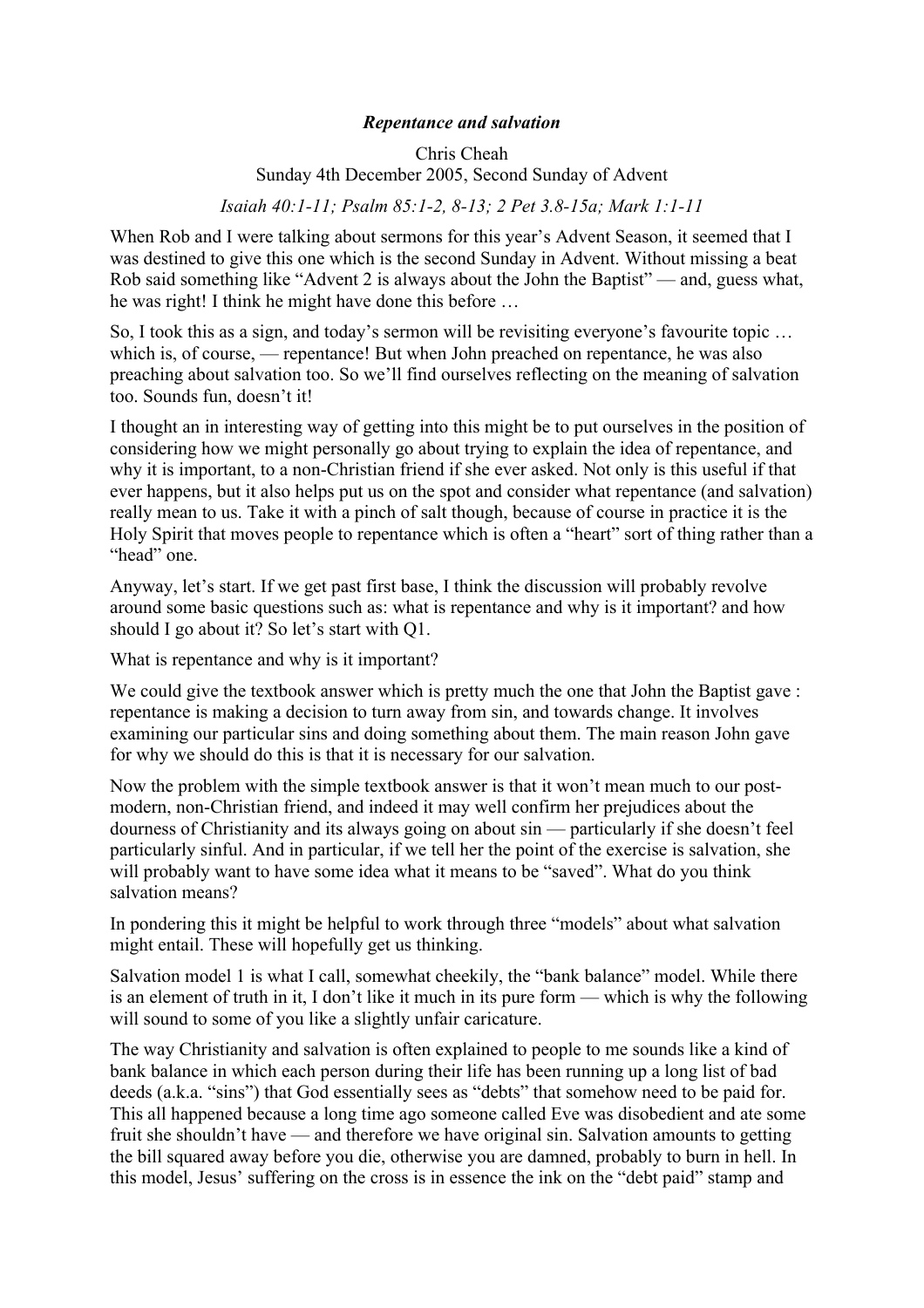***Repentance and salvation***

Chris Cheah
Sunday 4th December 2005, Second Sunday of Advent

*Isaiah 40:1-11; Psalm 85:1-2, 8-13; 2 Pet 3.8-15a; Mark 1:1-11*

When Rob and I were talking about sermons for this year's Advent Season, it seemed that I was destined to give this one which is the second Sunday in Advent. Without missing a beat Rob said something like "Advent 2 is always about the John the Baptist" — and, guess what, he was right! I think he might have done this before …

So, I took this as a sign, and today's sermon will be revisiting everyone's favourite topic … which is, of course, — repentance! But when John preached on repentance, he was also preaching about salvation too. So we'll find ourselves reflecting on the meaning of salvation too. Sounds fun, doesn't it!

I thought an in interesting way of getting into this might be to put ourselves in the position of considering how we might personally go about trying to explain the idea of repentance, and why it is important, to a non-Christian friend if she ever asked. Not only is this useful if that ever happens, but it also helps put us on the spot and consider what repentance (and salvation) really mean to us. Take it with a pinch of salt though, because of course in practice it is the Holy Spirit that moves people to repentance which is often a "heart" sort of thing rather than a "head" one.

Anyway, let's start. If we get past first base, I think the discussion will probably revolve around some basic questions such as: what is repentance and why is it important? and how should I go about it? So let's start with Q1.

What is repentance and why is it important?

We could give the textbook answer which is pretty much the one that John the Baptist gave : repentance is making a decision to turn away from sin, and towards change. It involves examining our particular sins and doing something about them. The main reason John gave for why we should do this is that it is necessary for our salvation.

Now the problem with the simple textbook answer is that it won't mean much to our post-modern, non-Christian friend, and indeed it may well confirm her prejudices about the dourness of Christianity and its always going on about sin — particularly if she doesn't feel particularly sinful. And in particular, if we tell her the point of the exercise is salvation, she will probably want to have some idea what it means to be "saved". What do you think salvation means?

In pondering this it might be helpful to work through three "models" about what salvation might entail. These will hopefully get us thinking.

Salvation model 1 is what I call, somewhat cheekily, the "bank balance" model. While there is an element of truth in it, I don't like it much in its pure form — which is why the following will sound to some of you like a slightly unfair caricature.

The way Christianity and salvation is often explained to people to me sounds like a kind of bank balance in which each person during their life has been running up a long list of bad deeds (a.k.a. "sins") that God essentially sees as "debts" that somehow need to be paid for. This all happened because a long time ago someone called Eve was disobedient and ate some fruit she shouldn't have — and therefore we have original sin. Salvation amounts to getting the bill squared away before you die, otherwise you are damned, probably to burn in hell. In this model, Jesus' suffering on the cross is in essence the ink on the "debt paid" stamp and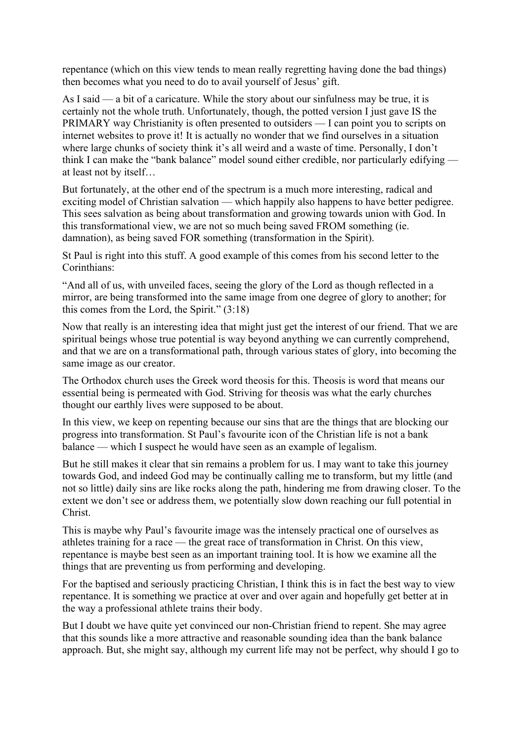repentance (which on this view tends to mean really regretting having done the bad things) then becomes what you need to do to avail yourself of Jesus' gift.

As I said — a bit of a caricature. While the story about our sinfulness may be true, it is certainly not the whole truth. Unfortunately, though, the potted version I just gave IS the PRIMARY way Christianity is often presented to outsiders — I can point you to scripts on internet websites to prove it! It is actually no wonder that we find ourselves in a situation where large chunks of society think it's all weird and a waste of time. Personally, I don't think I can make the "bank balance" model sound either credible, nor particularly edifying — at least not by itself…

But fortunately, at the other end of the spectrum is a much more interesting, radical and exciting model of Christian salvation — which happily also happens to have better pedigree. This sees salvation as being about transformation and growing towards union with God. In this transformational view, we are not so much being saved FROM something (ie. damnation), as being saved FOR something (transformation in the Spirit).

St Paul is right into this stuff. A good example of this comes from his second letter to the Corinthians:

"And all of us, with unveiled faces, seeing the glory of the Lord as though reflected in a mirror, are being transformed into the same image from one degree of glory to another; for this comes from the Lord, the Spirit." (3:18)

Now that really is an interesting idea that might just get the interest of our friend. That we are spiritual beings whose true potential is way beyond anything we can currently comprehend, and that we are on a transformational path, through various states of glory, into becoming the same image as our creator.

The Orthodox church uses the Greek word theosis for this. Theosis is word that means our essential being is permeated with God. Striving for theosis was what the early churches thought our earthly lives were supposed to be about.

In this view, we keep on repenting because our sins that are the things that are blocking our progress into transformation. St Paul's favourite icon of the Christian life is not a bank balance — which I suspect he would have seen as an example of legalism.

But he still makes it clear that sin remains a problem for us. I may want to take this journey towards God, and indeed God may be continually calling me to transform, but my little (and not so little) daily sins are like rocks along the path, hindering me from drawing closer. To the extent we don't see or address them, we potentially slow down reaching our full potential in Christ.

This is maybe why Paul's favourite image was the intensely practical one of ourselves as athletes training for a race — the great race of transformation in Christ. On this view, repentance is maybe best seen as an important training tool. It is how we examine all the things that are preventing us from performing and developing.

For the baptised and seriously practicing Christian, I think this is in fact the best way to view repentance. It is something we practice at over and over again and hopefully get better at in the way a professional athlete trains their body.

But I doubt we have quite yet convinced our non-Christian friend to repent. She may agree that this sounds like a more attractive and reasonable sounding idea than the bank balance approach. But, she might say, although my current life may not be perfect, why should I go to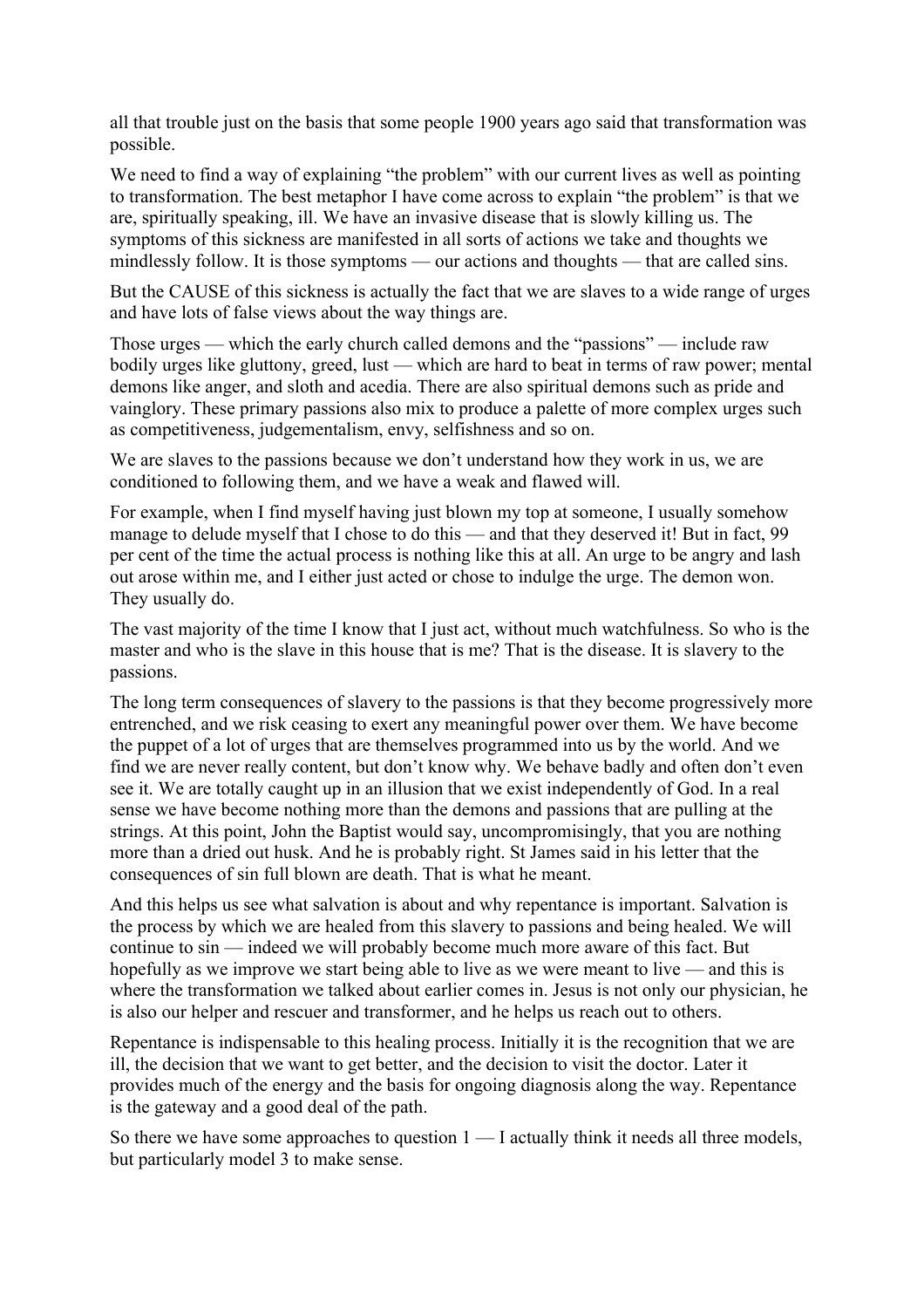all that trouble just on the basis that some people 1900 years ago said that transformation was possible.

We need to find a way of explaining "the problem" with our current lives as well as pointing to transformation. The best metaphor I have come across to explain "the problem" is that we are, spiritually speaking, ill. We have an invasive disease that is slowly killing us. The symptoms of this sickness are manifested in all sorts of actions we take and thoughts we mindlessly follow. It is those symptoms — our actions and thoughts — that are called sins.

But the CAUSE of this sickness is actually the fact that we are slaves to a wide range of urges and have lots of false views about the way things are.

Those urges — which the early church called demons and the "passions" — include raw bodily urges like gluttony, greed, lust — which are hard to beat in terms of raw power; mental demons like anger, and sloth and acedia. There are also spiritual demons such as pride and vainglory. These primary passions also mix to produce a palette of more complex urges such as competitiveness, judgementalism, envy, selfishness and so on.

We are slaves to the passions because we don't understand how they work in us, we are conditioned to following them, and we have a weak and flawed will.

For example, when I find myself having just blown my top at someone, I usually somehow manage to delude myself that I chose to do this — and that they deserved it! But in fact, 99 per cent of the time the actual process is nothing like this at all. An urge to be angry and lash out arose within me, and I either just acted or chose to indulge the urge. The demon won. They usually do.

The vast majority of the time I know that I just act, without much watchfulness. So who is the master and who is the slave in this house that is me? That is the disease. It is slavery to the passions.

The long term consequences of slavery to the passions is that they become progressively more entrenched, and we risk ceasing to exert any meaningful power over them. We have become the puppet of a lot of urges that are themselves programmed into us by the world. And we find we are never really content, but don't know why. We behave badly and often don't even see it. We are totally caught up in an illusion that we exist independently of God. In a real sense we have become nothing more than the demons and passions that are pulling at the strings. At this point, John the Baptist would say, uncompromisingly, that you are nothing more than a dried out husk. And he is probably right. St James said in his letter that the consequences of sin full blown are death. That is what he meant.

And this helps us see what salvation is about and why repentance is important. Salvation is the process by which we are healed from this slavery to passions and being healed. We will continue to sin — indeed we will probably become much more aware of this fact. But hopefully as we improve we start being able to live as we were meant to live — and this is where the transformation we talked about earlier comes in. Jesus is not only our physician, he is also our helper and rescuer and transformer, and he helps us reach out to others.

Repentance is indispensable to this healing process. Initially it is the recognition that we are ill, the decision that we want to get better, and the decision to visit the doctor. Later it provides much of the energy and the basis for ongoing diagnosis along the way. Repentance is the gateway and a good deal of the path.

So there we have some approaches to question 1 — I actually think it needs all three models, but particularly model 3 to make sense.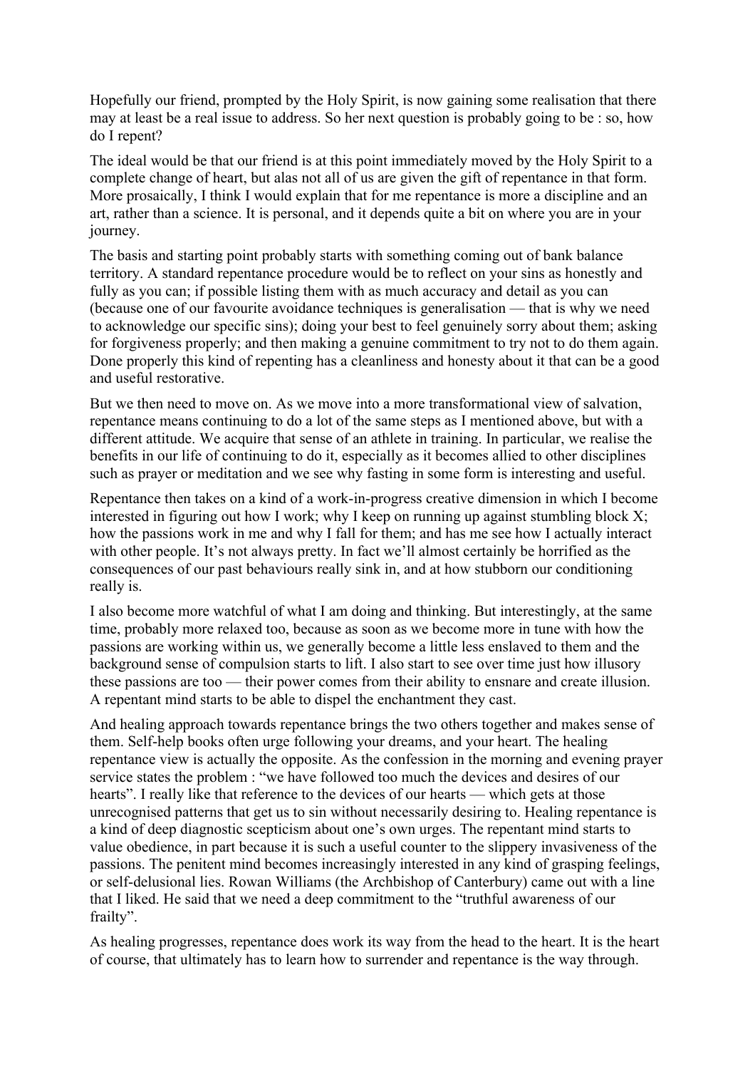Hopefully our friend, prompted by the Holy Spirit, is now gaining some realisation that there may at least be a real issue to address. So her next question is probably going to be : so, how do I repent?

The ideal would be that our friend is at this point immediately moved by the Holy Spirit to a complete change of heart, but alas not all of us are given the gift of repentance in that form. More prosaically, I think I would explain that for me repentance is more a discipline and an art, rather than a science. It is personal, and it depends quite a bit on where you are in your journey.

The basis and starting point probably starts with something coming out of bank balance territory. A standard repentance procedure would be to reflect on your sins as honestly and fully as you can; if possible listing them with as much accuracy and detail as you can (because one of our favourite avoidance techniques is generalisation — that is why we need to acknowledge our specific sins); doing your best to feel genuinely sorry about them; asking for forgiveness properly; and then making a genuine commitment to try not to do them again. Done properly this kind of repenting has a cleanliness and honesty about it that can be a good and useful restorative.

But we then need to move on. As we move into a more transformational view of salvation, repentance means continuing to do a lot of the same steps as I mentioned above, but with a different attitude. We acquire that sense of an athlete in training. In particular, we realise the benefits in our life of continuing to do it, especially as it becomes allied to other disciplines such as prayer or meditation and we see why fasting in some form is interesting and useful.

Repentance then takes on a kind of a work-in-progress creative dimension in which I become interested in figuring out how I work; why I keep on running up against stumbling block X; how the passions work in me and why I fall for them; and has me see how I actually interact with other people. It's not always pretty. In fact we'll almost certainly be horrified as the consequences of our past behaviours really sink in, and at how stubborn our conditioning really is.

I also become more watchful of what I am doing and thinking. But interestingly, at the same time, probably more relaxed too, because as soon as we become more in tune with how the passions are working within us, we generally become a little less enslaved to them and the background sense of compulsion starts to lift. I also start to see over time just how illusory these passions are too — their power comes from their ability to ensnare and create illusion. A repentant mind starts to be able to dispel the enchantment they cast.

And healing approach towards repentance brings the two others together and makes sense of them. Self-help books often urge following your dreams, and your heart. The healing repentance view is actually the opposite. As the confession in the morning and evening prayer service states the problem : "we have followed too much the devices and desires of our hearts". I really like that reference to the devices of our hearts — which gets at those unrecognised patterns that get us to sin without necessarily desiring to. Healing repentance is a kind of deep diagnostic scepticism about one's own urges. The repentant mind starts to value obedience, in part because it is such a useful counter to the slippery invasiveness of the passions. The penitent mind becomes increasingly interested in any kind of grasping feelings, or self-delusional lies. Rowan Williams (the Archbishop of Canterbury) came out with a line that I liked. He said that we need a deep commitment to the "truthful awareness of our frailty".

As healing progresses, repentance does work its way from the head to the heart. It is the heart of course, that ultimately has to learn how to surrender and repentance is the way through.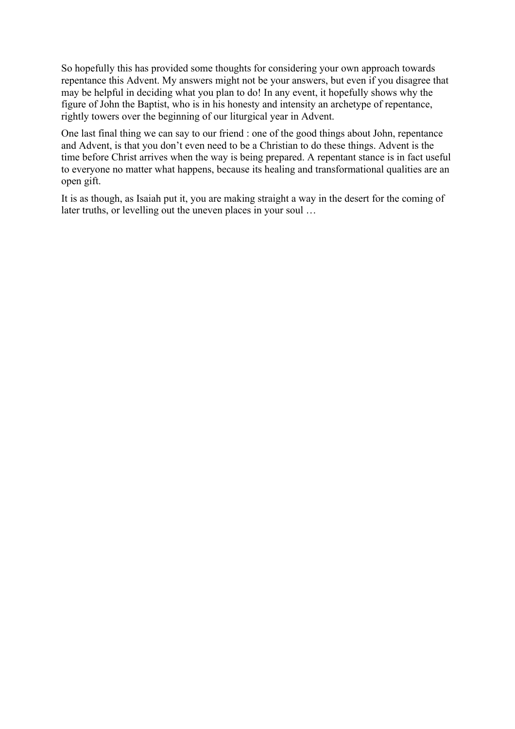So hopefully this has provided some thoughts for considering your own approach towards repentance this Advent. My answers might not be your answers, but even if you disagree that may be helpful in deciding what you plan to do! In any event, it hopefully shows why the figure of John the Baptist, who is in his honesty and intensity an archetype of repentance, rightly towers over the beginning of our liturgical year in Advent.

One last final thing we can say to our friend : one of the good things about John, repentance and Advent, is that you don't even need to be a Christian to do these things. Advent is the time before Christ arrives when the way is being prepared. A repentant stance is in fact useful to everyone no matter what happens, because its healing and transformational qualities are an open gift.

It is as though, as Isaiah put it, you are making straight a way in the desert for the coming of later truths, or levelling out the uneven places in your soul …